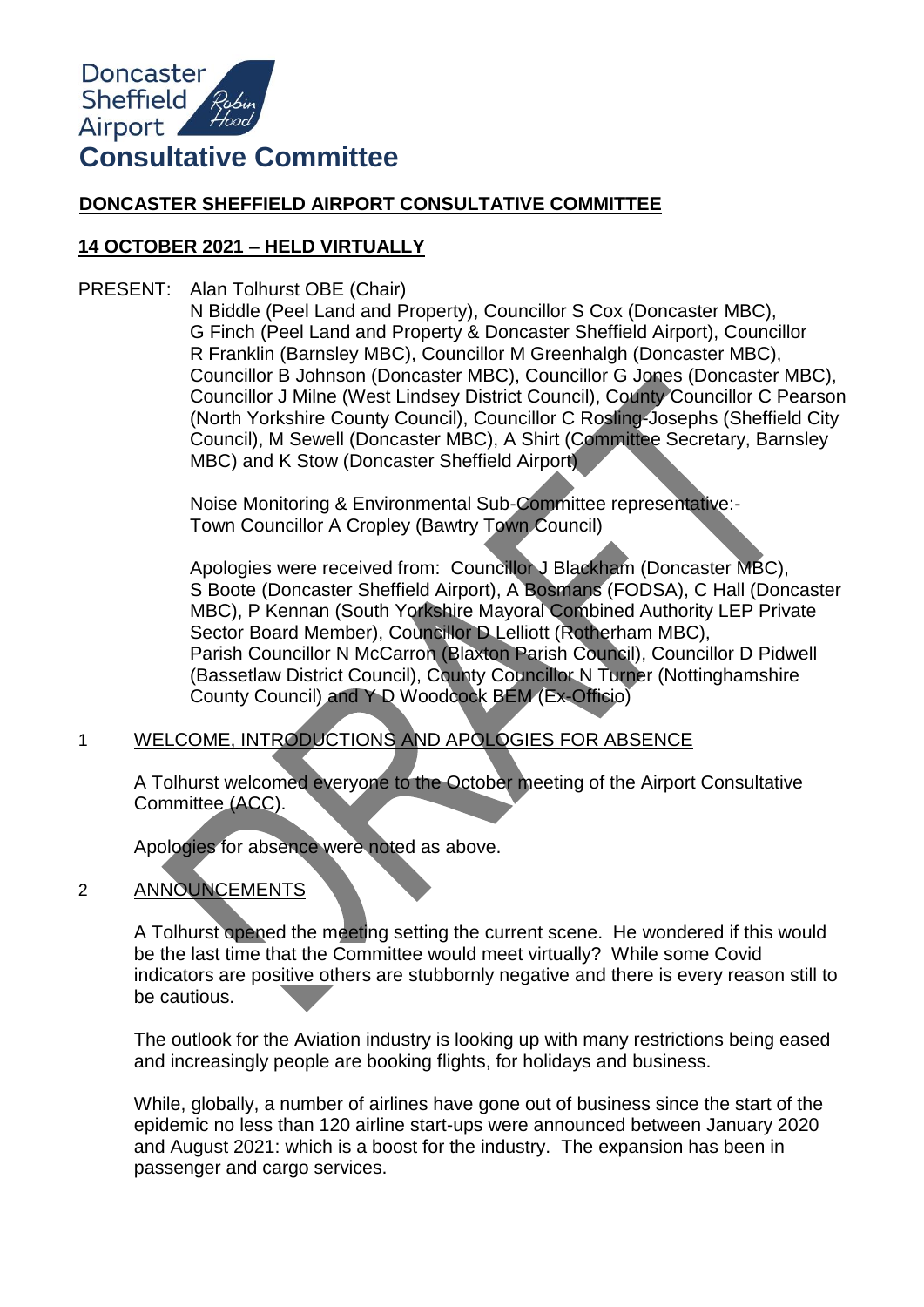Doncaster Sheffield Airport

# Consultative Committee

## DONCASTER SHEFFIELD AIRPORT CONSULTATIVE COMMITTEE

## 14 OCTOBER 2021 – HELD VIRTUALLY

PRESENT: Alan Tolhurst OBE (Chair)
N Biddle (Peel Land and Property), Councillor S Cox (Doncaster MBC), G Finch (Peel Land and Property & Doncaster Sheffield Airport), Councillor R Franklin (Barnsley MBC), Councillor M Greenhalgh (Doncaster MBC), Councillor B Johnson (Doncaster MBC), Councillor G Jones (Doncaster MBC), Councillor J Milne (West Lindsey District Council), County Councillor C Pearson (North Yorkshire County Council), Councillor C Rosling-Josephs (Sheffield City Council), M Sewell (Doncaster MBC), A Shirt (Committee Secretary, Barnsley MBC) and K Stow (Doncaster Sheffield Airport)

Noise Monitoring & Environmental Sub-Committee representative:-
Town Councillor A Cropley (Bawtry Town Council)

Apologies were received from: Councillor J Blackham (Doncaster MBC), S Boote (Doncaster Sheffield Airport), A Bosmans (FODSA), C Hall (Doncaster MBC), P Kennan (South Yorkshire Mayoral Combined Authority LEP Private Sector Board Member), Councillor D Lelliott (Rotherham MBC), Parish Councillor N McCarron (Blaxton Parish Council), Councillor D Pidwell (Bassetlaw District Council), County Councillor N Turner (Nottinghamshire County Council) and Y D Woodcock BEM (Ex-Officio)

1 WELCOME, INTRODUCTIONS AND APOLOGIES FOR ABSENCE

A Tolhurst welcomed everyone to the October meeting of the Airport Consultative Committee (ACC).

Apologies for absence were noted as above.

2 ANNOUNCEMENTS

A Tolhurst opened the meeting setting the current scene. He wondered if this would be the last time that the Committee would meet virtually? While some Covid indicators are positive others are stubbornly negative and there is every reason still to be cautious.

The outlook for the Aviation industry is looking up with many restrictions being eased and increasingly people are booking flights, for holidays and business.

While, globally, a number of airlines have gone out of business since the start of the epidemic no less than 120 airline start-ups were announced between January 2020 and August 2021: which is a boost for the industry. The expansion has been in passenger and cargo services.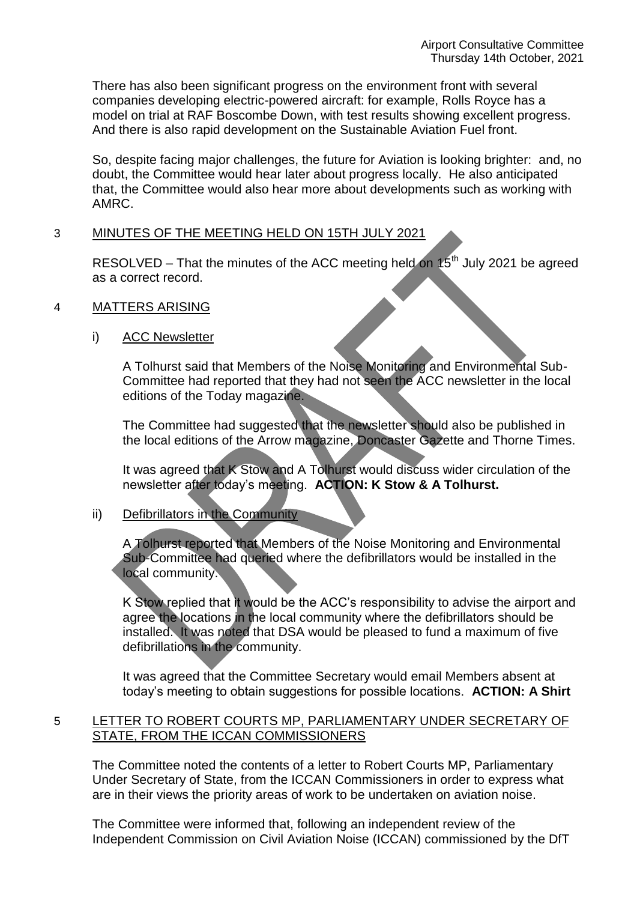There has also been significant progress on the environment front with several companies developing electric-powered aircraft: for example, Rolls Royce has a model on trial at RAF Boscombe Down, with test results showing excellent progress. And there is also rapid development on the Sustainable Aviation Fuel front.

So, despite facing major challenges, the future for Aviation is looking brighter: and, no doubt, the Committee would hear later about progress locally. He also anticipated that, the Committee would also hear more about developments such as working with AMRC.

## 3 MINUTES OF THE MEETING HELD ON 15TH JULY 2021

RESOLVED – That the minutes of the ACC meeting held on 15th July 2021 be agreed as a correct record.

## 4 MATTERS ARISING

### i) ACC Newsletter

A Tolhurst said that Members of the Noise Monitoring and Environmental Sub-Committee had reported that they had not seen the ACC newsletter in the local editions of the Today magazine.

The Committee had suggested that the newsletter should also be published in the local editions of the Arrow magazine, Doncaster Gazette and Thorne Times.

It was agreed that K Stow and A Tolhurst would discuss wider circulation of the newsletter after today's meeting. **ACTION: K Stow & A Tolhurst.**

### ii) Defibrillators in the Community

A Tolhurst reported that Members of the Noise Monitoring and Environmental Sub-Committee had queried where the defibrillators would be installed in the local community.

K Stow replied that it would be the ACC's responsibility to advise the airport and agree the locations in the local community where the defibrillators should be installed. It was noted that DSA would be pleased to fund a maximum of five defibrillations in the community.

It was agreed that the Committee Secretary would email Members absent at today's meeting to obtain suggestions for possible locations. **ACTION: A Shirt**

## 5 LETTER TO ROBERT COURTS MP, PARLIAMENTARY UNDER SECRETARY OF STATE, FROM THE ICCAN COMMISSIONERS

The Committee noted the contents of a letter to Robert Courts MP, Parliamentary Under Secretary of State, from the ICCAN Commissioners in order to express what are in their views the priority areas of work to be undertaken on aviation noise.

The Committee were informed that, following an independent review of the Independent Commission on Civil Aviation Noise (ICCAN) commissioned by the DfT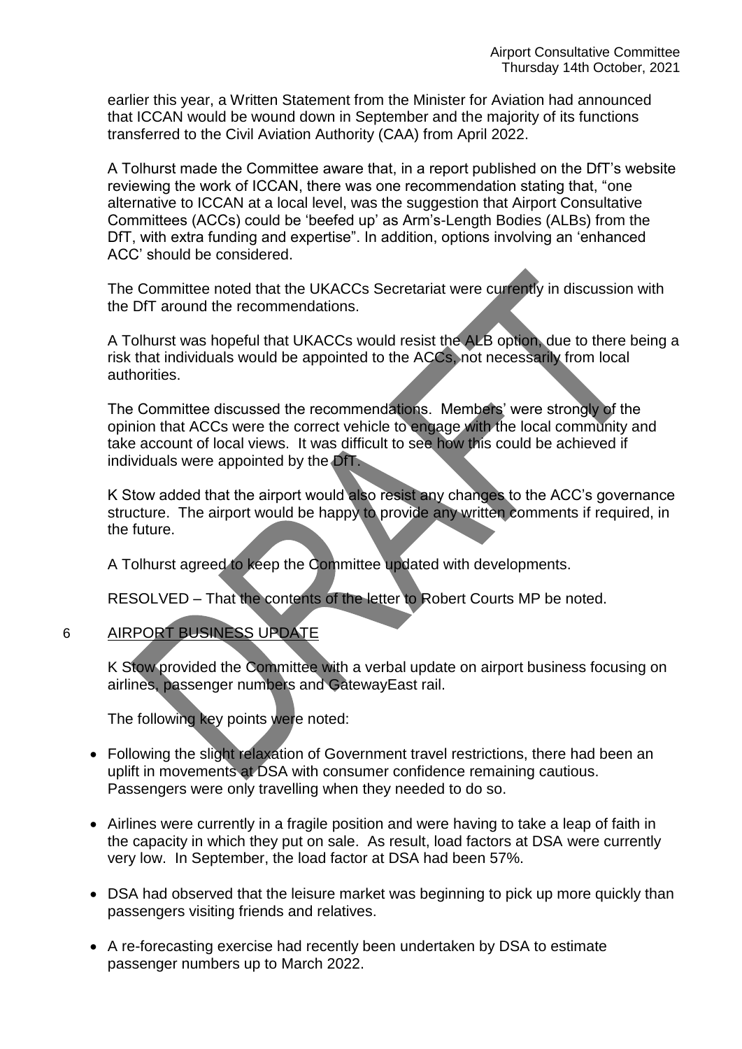earlier this year, a Written Statement from the Minister for Aviation had announced that ICCAN would be wound down in September and the majority of its functions transferred to the Civil Aviation Authority (CAA) from April 2022.

A Tolhurst made the Committee aware that, in a report published on the DfT's website reviewing the work of ICCAN, there was one recommendation stating that, "one alternative to ICCAN at a local level, was the suggestion that Airport Consultative Committees (ACCs) could be 'beefed up' as Arm's-Length Bodies (ALBs) from the DfT, with extra funding and expertise". In addition, options involving an 'enhanced ACC' should be considered.

The Committee noted that the UKACCs Secretariat were currently in discussion with the DfT around the recommendations.

A Tolhurst was hopeful that UKACCs would resist the ALB option, due to there being a risk that individuals would be appointed to the ACCs, not necessarily from local authorities.

The Committee discussed the recommendations. Members' were strongly of the opinion that ACCs were the correct vehicle to engage with the local community and take account of local views. It was difficult to see how this could be achieved if individuals were appointed by the DfT.

K Stow added that the airport would also resist any changes to the ACC's governance structure. The airport would be happy to provide any written comments if required, in the future.

A Tolhurst agreed to keep the Committee updated with developments.

RESOLVED – That the contents of the letter to Robert Courts MP be noted.

## 6 AIRPORT BUSINESS UPDATE

K Stow provided the Committee with a verbal update on airport business focusing on airlines, passenger numbers and GatewayEast rail.

The following key points were noted:

- Following the slight relaxation of Government travel restrictions, there had been an uplift in movements at DSA with consumer confidence remaining cautious. Passengers were only travelling when they needed to do so.
- Airlines were currently in a fragile position and were having to take a leap of faith in the capacity in which they put on sale. As result, load factors at DSA were currently very low. In September, the load factor at DSA had been 57%.
- DSA had observed that the leisure market was beginning to pick up more quickly than passengers visiting friends and relatives.
- A re-forecasting exercise had recently been undertaken by DSA to estimate passenger numbers up to March 2022.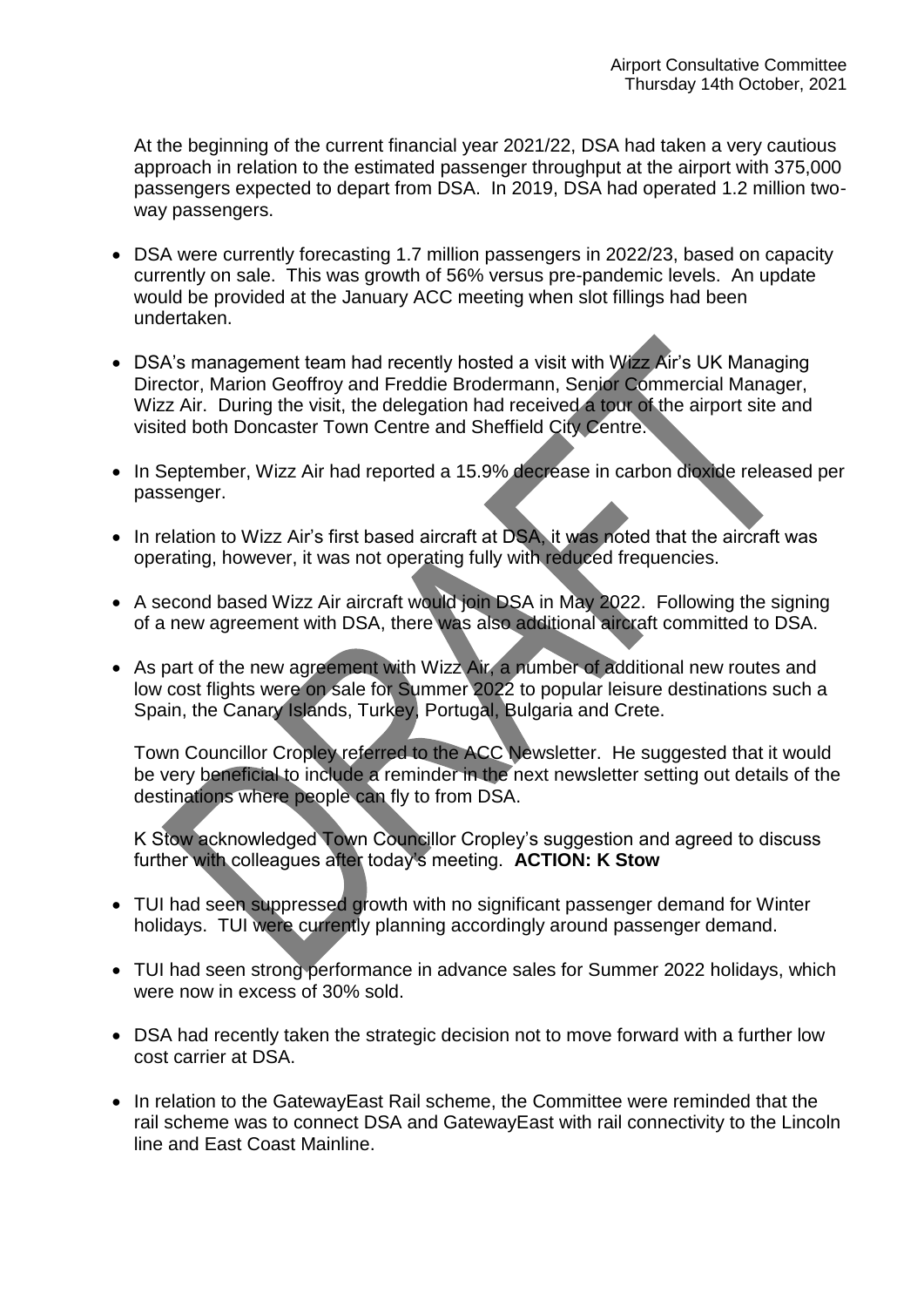At the beginning of the current financial year 2021/22, DSA had taken a very cautious approach in relation to the estimated passenger throughput at the airport with 375,000 passengers expected to depart from DSA. In 2019, DSA had operated 1.2 million two-way passengers.

- DSA were currently forecasting 1.7 million passengers in 2022/23, based on capacity currently on sale. This was growth of 56% versus pre-pandemic levels. An update would be provided at the January ACC meeting when slot fillings had been undertaken.
- DSA's management team had recently hosted a visit with Wizz Air's UK Managing Director, Marion Geoffroy and Freddie Brodermann, Senior Commercial Manager, Wizz Air. During the visit, the delegation had received a tour of the airport site and visited both Doncaster Town Centre and Sheffield City Centre.
- In September, Wizz Air had reported a 15.9% decrease in carbon dioxide released per passenger.
- In relation to Wizz Air's first based aircraft at DSA, it was noted that the aircraft was operating, however, it was not operating fully with reduced frequencies.
- A second based Wizz Air aircraft would join DSA in May 2022. Following the signing of a new agreement with DSA, there was also additional aircraft committed to DSA.
- As part of the new agreement with Wizz Air, a number of additional new routes and low cost flights were on sale for Summer 2022 to popular leisure destinations such a Spain, the Canary Islands, Turkey, Portugal, Bulgaria and Crete.

  Town Councillor Cropley referred to the ACC Newsletter. He suggested that it would be very beneficial to include a reminder in the next newsletter setting out details of the destinations where people can fly to from DSA.

  K Stow acknowledged Town Councillor Cropley's suggestion and agreed to discuss further with colleagues after today's meeting. **ACTION: K Stow**

- TUI had seen suppressed growth with no significant passenger demand for Winter holidays. TUI were currently planning accordingly around passenger demand.
- TUI had seen strong performance in advance sales for Summer 2022 holidays, which were now in excess of 30% sold.
- DSA had recently taken the strategic decision not to move forward with a further low cost carrier at DSA.
- In relation to the GatewayEast Rail scheme, the Committee were reminded that the rail scheme was to connect DSA and GatewayEast with rail connectivity to the Lincoln line and East Coast Mainline.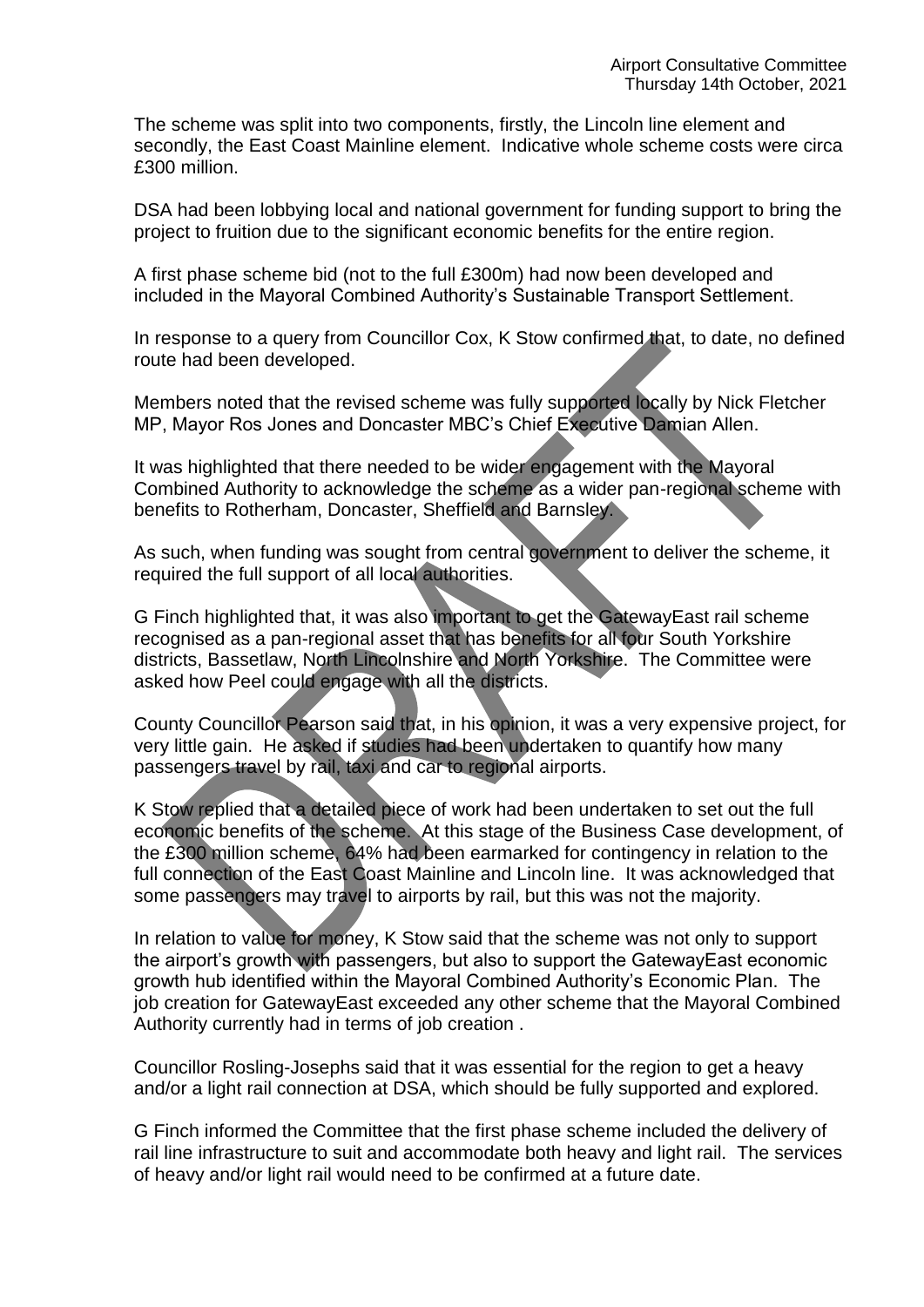The scheme was split into two components, firstly, the Lincoln line element and secondly, the East Coast Mainline element. Indicative whole scheme costs were circa £300 million.

DSA had been lobbying local and national government for funding support to bring the project to fruition due to the significant economic benefits for the entire region.

A first phase scheme bid (not to the full £300m) had now been developed and included in the Mayoral Combined Authority's Sustainable Transport Settlement.

In response to a query from Councillor Cox, K Stow confirmed that, to date, no defined route had been developed.

Members noted that the revised scheme was fully supported locally by Nick Fletcher MP, Mayor Ros Jones and Doncaster MBC's Chief Executive Damian Allen.

It was highlighted that there needed to be wider engagement with the Mayoral Combined Authority to acknowledge the scheme as a wider pan-regional scheme with benefits to Rotherham, Doncaster, Sheffield and Barnsley.

As such, when funding was sought from central government to deliver the scheme, it required the full support of all local authorities.

G Finch highlighted that, it was also important to get the GatewayEast rail scheme recognised as a pan-regional asset that has benefits for all four South Yorkshire districts, Bassetlaw, North Lincolnshire and North Yorkshire. The Committee were asked how Peel could engage with all the districts.

County Councillor Pearson said that, in his opinion, it was a very expensive project, for very little gain. He asked if studies had been undertaken to quantify how many passengers travel by rail, taxi and car to regional airports.

K Stow replied that a detailed piece of work had been undertaken to set out the full economic benefits of the scheme. At this stage of the Business Case development, of the £300 million scheme, 64% had been earmarked for contingency in relation to the full connection of the East Coast Mainline and Lincoln line. It was acknowledged that some passengers may travel to airports by rail, but this was not the majority.

In relation to value for money, K Stow said that the scheme was not only to support the airport's growth with passengers, but also to support the GatewayEast economic growth hub identified within the Mayoral Combined Authority's Economic Plan. The job creation for GatewayEast exceeded any other scheme that the Mayoral Combined Authority currently had in terms of job creation .

Councillor Rosling-Josephs said that it was essential for the region to get a heavy and/or a light rail connection at DSA, which should be fully supported and explored.

G Finch informed the Committee that the first phase scheme included the delivery of rail line infrastructure to suit and accommodate both heavy and light rail. The services of heavy and/or light rail would need to be confirmed at a future date.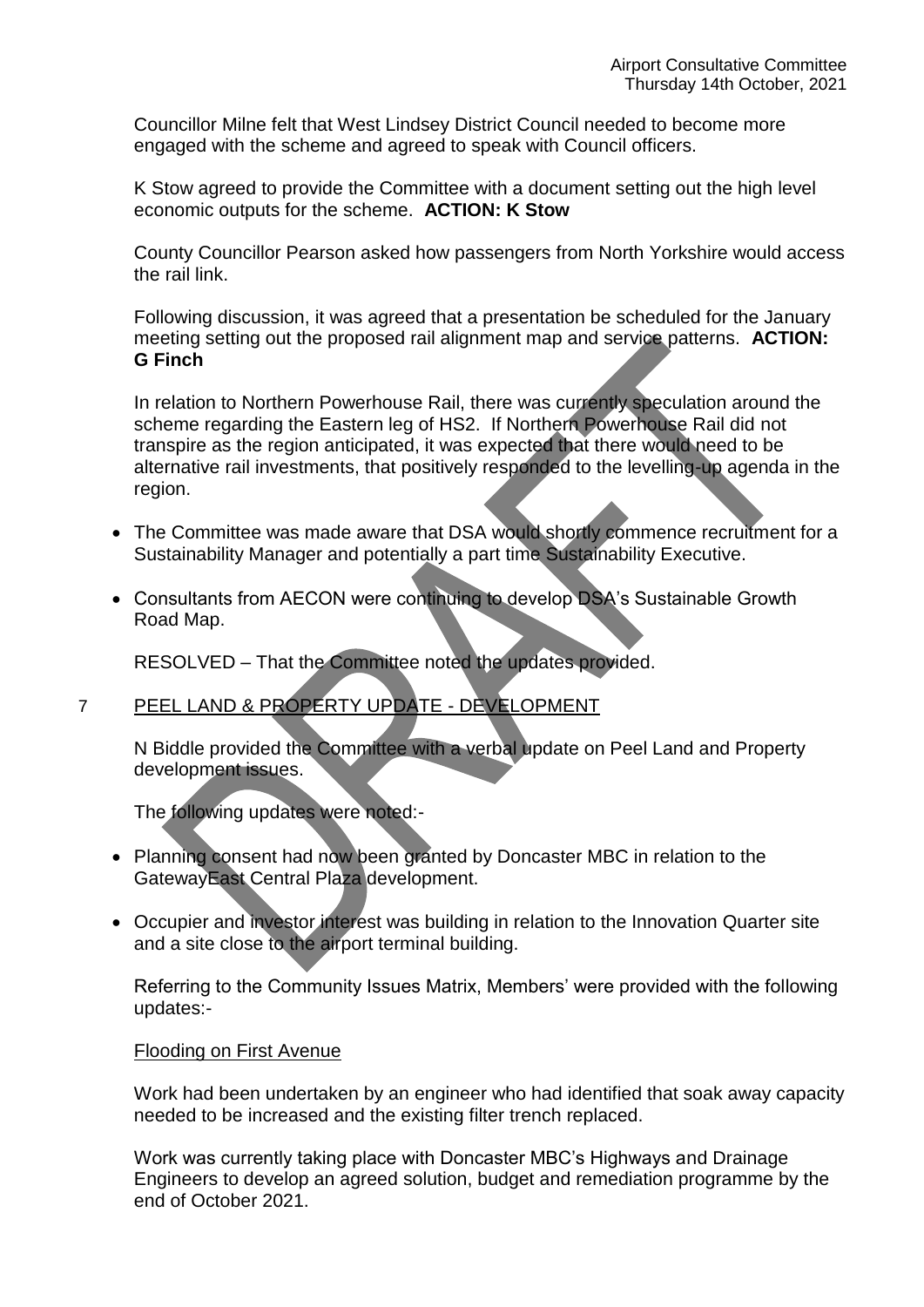Councillor Milne felt that West Lindsey District Council needed to become more engaged with the scheme and agreed to speak with Council officers.

K Stow agreed to provide the Committee with a document setting out the high level economic outputs for the scheme. **ACTION: K Stow**

County Councillor Pearson asked how passengers from North Yorkshire would access the rail link.

Following discussion, it was agreed that a presentation be scheduled for the January meeting setting out the proposed rail alignment map and service patterns. **ACTION: G Finch**

In relation to Northern Powerhouse Rail, there was currently speculation around the scheme regarding the Eastern leg of HS2. If Northern Powerhouse Rail did not transpire as the region anticipated, it was expected that there would need to be alternative rail investments, that positively responded to the levelling-up agenda in the region.

- The Committee was made aware that DSA would shortly commence recruitment for a Sustainability Manager and potentially a part time Sustainability Executive.
- Consultants from AECON were continuing to develop DSA's Sustainable Growth Road Map.

RESOLVED – That the Committee noted the updates provided.

7 PEEL LAND & PROPERTY UPDATE - DEVELOPMENT

N Biddle provided the Committee with a verbal update on Peel Land and Property development issues.

The following updates were noted:-

- Planning consent had now been granted by Doncaster MBC in relation to the GatewayEast Central Plaza development.
- Occupier and investor interest was building in relation to the Innovation Quarter site and a site close to the airport terminal building.

Referring to the Community Issues Matrix, Members' were provided with the following updates:-

Flooding on First Avenue

Work had been undertaken by an engineer who had identified that soak away capacity needed to be increased and the existing filter trench replaced.

Work was currently taking place with Doncaster MBC's Highways and Drainage Engineers to develop an agreed solution, budget and remediation programme by the end of October 2021.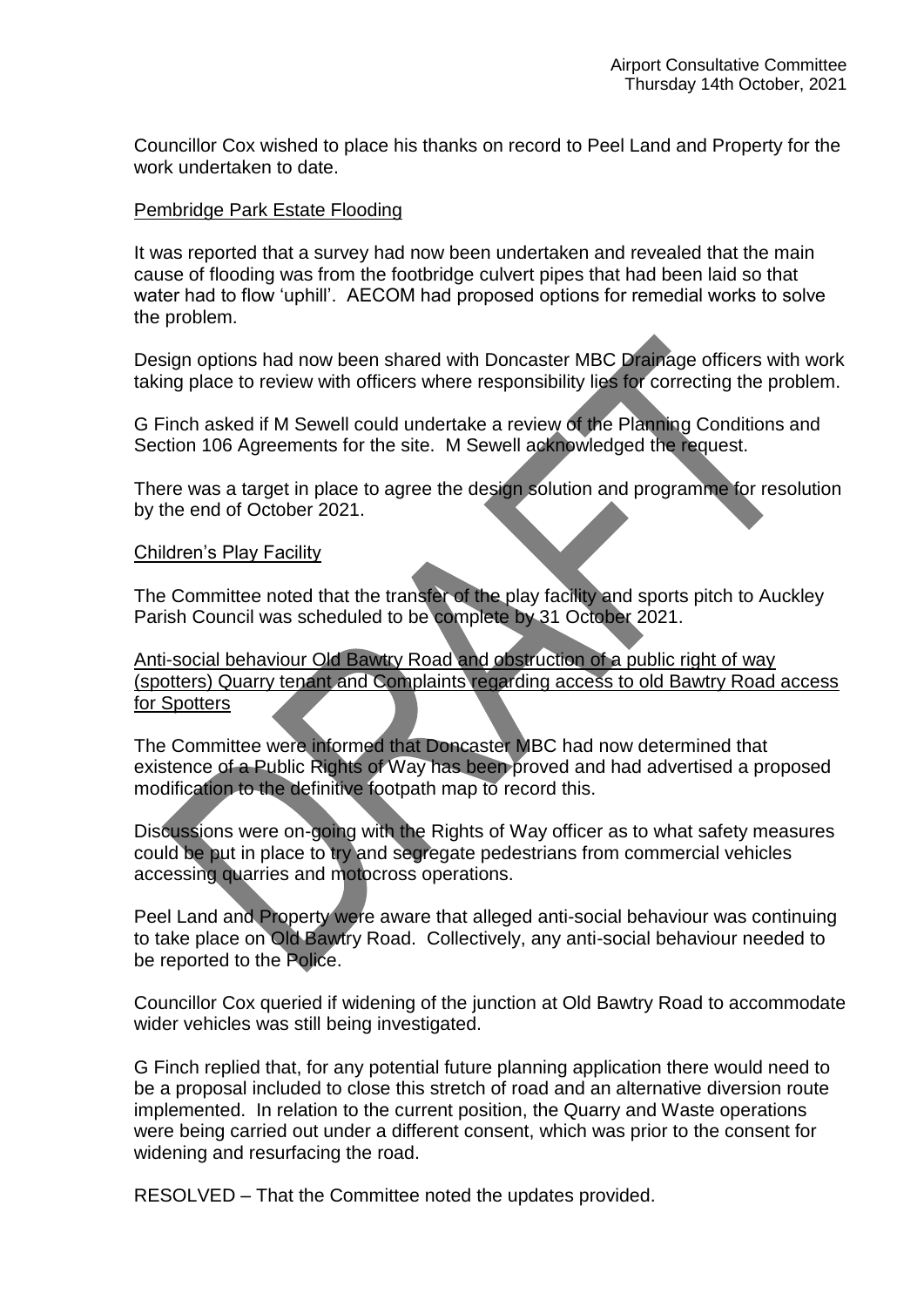Councillor Cox wished to place his thanks on record to Peel Land and Property for the work undertaken to date.

Pembridge Park Estate Flooding

It was reported that a survey had now been undertaken and revealed that the main cause of flooding was from the footbridge culvert pipes that had been laid so that water had to flow 'uphill'. AECOM had proposed options for remedial works to solve the problem.

Design options had now been shared with Doncaster MBC Drainage officers with work taking place to review with officers where responsibility lies for correcting the problem.

G Finch asked if M Sewell could undertake a review of the Planning Conditions and Section 106 Agreements for the site. M Sewell acknowledged the request.

There was a target in place to agree the design solution and programme for resolution by the end of October 2021.

Children's Play Facility

The Committee noted that the transfer of the play facility and sports pitch to Auckley Parish Council was scheduled to be complete by 31 October 2021.

Anti-social behaviour Old Bawtry Road and obstruction of a public right of way (spotters) Quarry tenant and Complaints regarding access to old Bawtry Road access for Spotters

The Committee were informed that Doncaster MBC had now determined that existence of a Public Rights of Way has been proved and had advertised a proposed modification to the definitive footpath map to record this.

Discussions were on-going with the Rights of Way officer as to what safety measures could be put in place to try and segregate pedestrians from commercial vehicles accessing quarries and motocross operations.

Peel Land and Property were aware that alleged anti-social behaviour was continuing to take place on Old Bawtry Road. Collectively, any anti-social behaviour needed to be reported to the Police.

Councillor Cox queried if widening of the junction at Old Bawtry Road to accommodate wider vehicles was still being investigated.

G Finch replied that, for any potential future planning application there would need to be a proposal included to close this stretch of road and an alternative diversion route implemented. In relation to the current position, the Quarry and Waste operations were being carried out under a different consent, which was prior to the consent for widening and resurfacing the road.

RESOLVED – That the Committee noted the updates provided.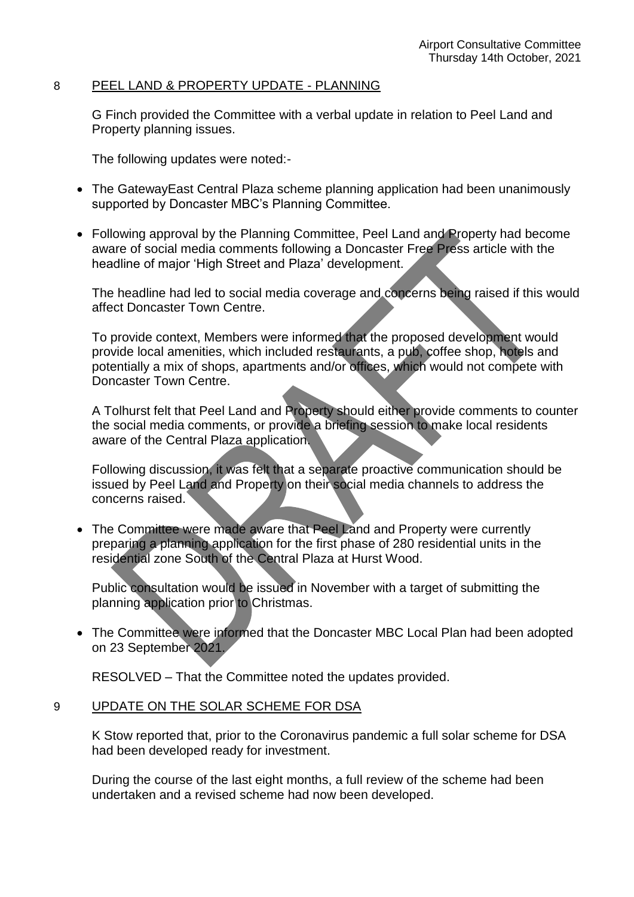## 8 PEEL LAND & PROPERTY UPDATE - PLANNING

G Finch provided the Committee with a verbal update in relation to Peel Land and Property planning issues.

The following updates were noted:-

- The GatewayEast Central Plaza scheme planning application had been unanimously supported by Doncaster MBC's Planning Committee.

- Following approval by the Planning Committee, Peel Land and Property had become aware of social media comments following a Doncaster Free Press article with the headline of major 'High Street and Plaza' development.

  The headline had led to social media coverage and concerns being raised if this would affect Doncaster Town Centre.

  To provide context, Members were informed that the proposed development would provide local amenities, which included restaurants, a pub, coffee shop, hotels and potentially a mix of shops, apartments and/or offices, which would not compete with Doncaster Town Centre.

  A Tolhurst felt that Peel Land and Property should either provide comments to counter the social media comments, or provide a briefing session to make local residents aware of the Central Plaza application.

  Following discussion, it was felt that a separate proactive communication should be issued by Peel Land and Property on their social media channels to address the concerns raised.

- The Committee were made aware that Peel Land and Property were currently preparing a planning application for the first phase of 280 residential units in the residential zone South of the Central Plaza at Hurst Wood.

  Public consultation would be issued in November with a target of submitting the planning application prior to Christmas.

- The Committee were informed that the Doncaster MBC Local Plan had been adopted on 23 September 2021.

RESOLVED – That the Committee noted the updates provided.

## 9 UPDATE ON THE SOLAR SCHEME FOR DSA

K Stow reported that, prior to the Coronavirus pandemic a full solar scheme for DSA had been developed ready for investment.

During the course of the last eight months, a full review of the scheme had been undertaken and a revised scheme had now been developed.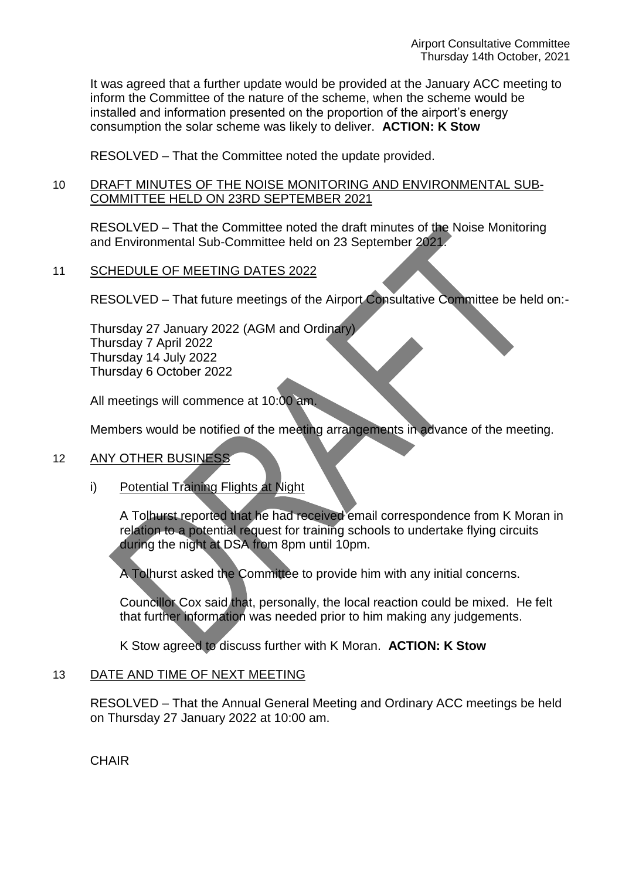It was agreed that a further update would be provided at the January ACC meeting to inform the Committee of the nature of the scheme, when the scheme would be installed and information presented on the proportion of the airport's energy consumption the solar scheme was likely to deliver. **ACTION: K Stow**

RESOLVED – That the Committee noted the update provided.

## 10 DRAFT MINUTES OF THE NOISE MONITORING AND ENVIRONMENTAL SUB-COMMITTEE HELD ON 23RD SEPTEMBER 2021

RESOLVED – That the Committee noted the draft minutes of the Noise Monitoring and Environmental Sub-Committee held on 23 September 2021.

## 11 SCHEDULE OF MEETING DATES 2022

RESOLVED – That future meetings of the Airport Consultative Committee be held on:-

Thursday 27 January 2022 (AGM and Ordinary)
Thursday 7 April 2022
Thursday 14 July 2022
Thursday 6 October 2022

All meetings will commence at 10:00 am.

Members would be notified of the meeting arrangements in advance of the meeting.

## 12 ANY OTHER BUSINESS

i) Potential Training Flights at Night

A Tolhurst reported that he had received email correspondence from K Moran in relation to a potential request for training schools to undertake flying circuits during the night at DSA from 8pm until 10pm.

A Tolhurst asked the Committee to provide him with any initial concerns.

Councillor Cox said that, personally, the local reaction could be mixed. He felt that further information was needed prior to him making any judgements.

K Stow agreed to discuss further with K Moran. **ACTION: K Stow**

## 13 DATE AND TIME OF NEXT MEETING

RESOLVED – That the Annual General Meeting and Ordinary ACC meetings be held on Thursday 27 January 2022 at 10:00 am.

CHAIR